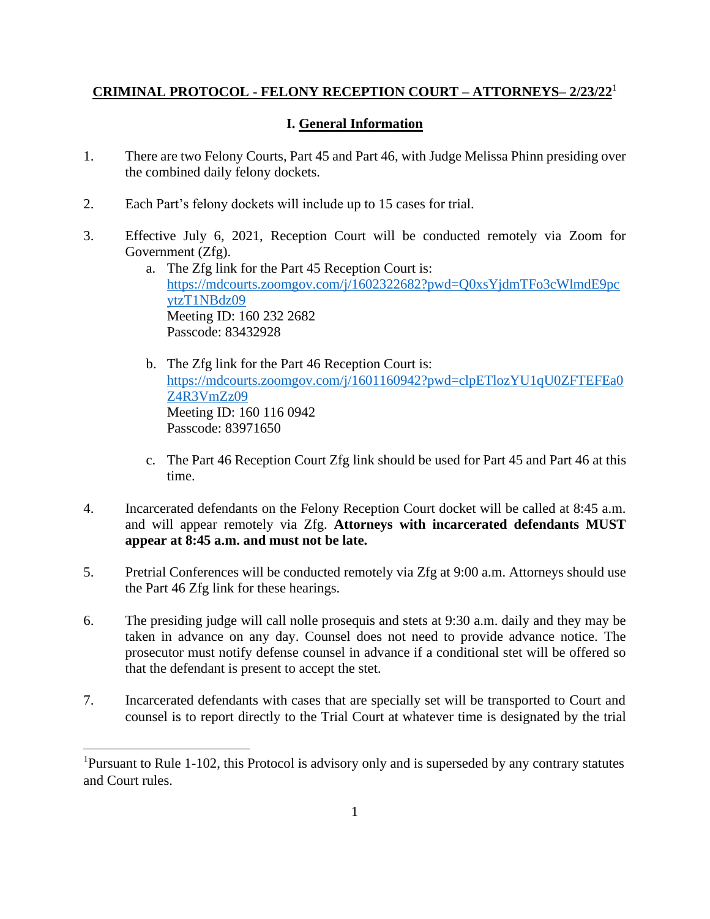**CRIMINAL PROTOCOL - FELONY RECEPTION COURT – ATTORNEYS– 2/23/22**[1]

## I. General Information

1. There are two Felony Courts, Part 45 and Part 46, with Judge Melissa Phinn presiding over the combined daily felony dockets.

2. Each Part's felony dockets will include up to 15 cases for trial.

3. Effective July 6, 2021, Reception Court will be conducted remotely via Zoom for Government (Zfg).
   a. The Zfg link for the Part 45 Reception Court is: https://mdcourts.zoomgov.com/j/1602322682?pwd=Q0xsYjdmTFo3cWlmdE9pcytzT1NBdz09
      Meeting ID: 160 232 2682
      Passcode: 83432928

   b. The Zfg link for the Part 46 Reception Court is: https://mdcourts.zoomgov.com/j/1601160942?pwd=clpETlozYU1qU0ZFTEFEa0Z4R3VmZz09
      Meeting ID: 160 116 0942
      Passcode: 83971650

   c. The Part 46 Reception Court Zfg link should be used for Part 45 and Part 46 at this time.

4. Incarcerated defendants on the Felony Reception Court docket will be called at 8:45 a.m. and will appear remotely via Zfg. **Attorneys with incarcerated defendants MUST appear at 8:45 a.m. and must not be late.**

5. Pretrial Conferences will be conducted remotely via Zfg at 9:00 a.m. Attorneys should use the Part 46 Zfg link for these hearings.

6. The presiding judge will call nolle prosequis and stets at 9:30 a.m. daily and they may be taken in advance on any day. Counsel does not need to provide advance notice. The prosecutor must notify defense counsel in advance if a conditional stet will be offered so that the defendant is present to accept the stet.

7. Incarcerated defendants with cases that are specially set will be transported to Court and counsel is to report directly to the Trial Court at whatever time is designated by the trial

---

[1] Pursuant to Rule 1-102, this Protocol is advisory only and is superseded by any contrary statutes and Court rules.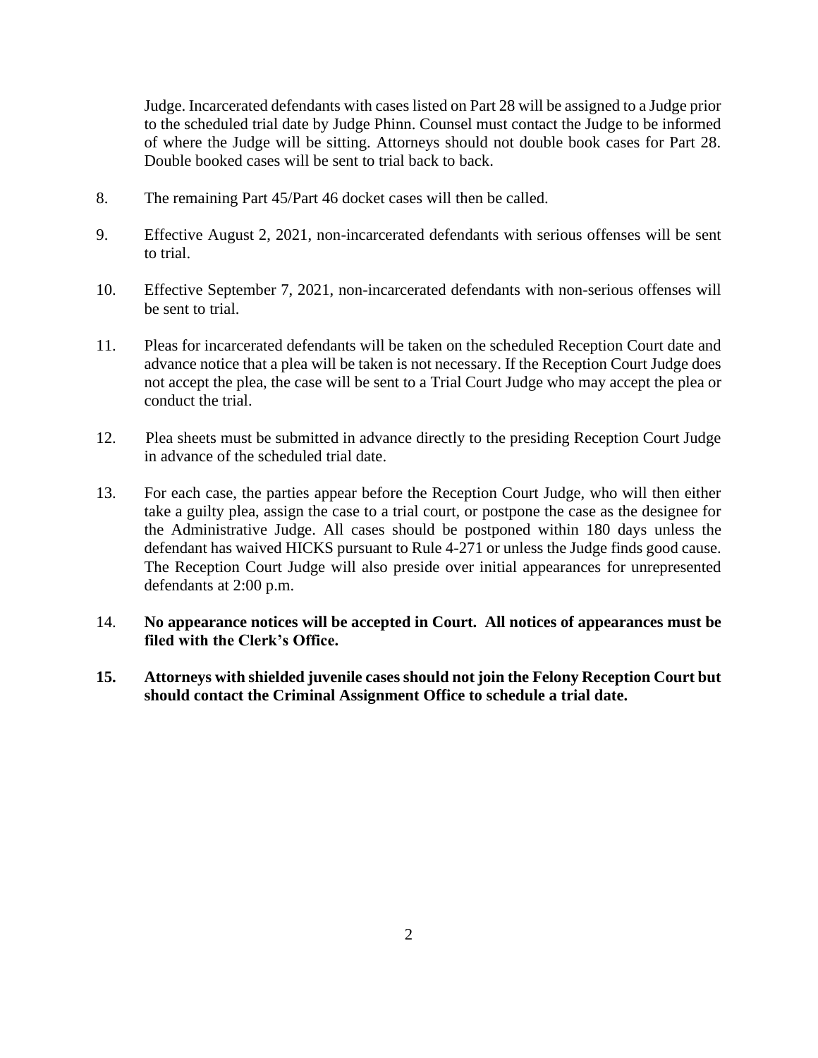Judge. Incarcerated defendants with cases listed on Part 28 will be assigned to a Judge prior to the scheduled trial date by Judge Phinn. Counsel must contact the Judge to be informed of where the Judge will be sitting. Attorneys should not double book cases for Part 28. Double booked cases will be sent to trial back to back.

8. The remaining Part 45/Part 46 docket cases will then be called.

9. Effective August 2, 2021, non-incarcerated defendants with serious offenses will be sent to trial.

10. Effective September 7, 2021, non-incarcerated defendants with non-serious offenses will be sent to trial.

11. Pleas for incarcerated defendants will be taken on the scheduled Reception Court date and advance notice that a plea will be taken is not necessary. If the Reception Court Judge does not accept the plea, the case will be sent to a Trial Court Judge who may accept the plea or conduct the trial.

12. Plea sheets must be submitted in advance directly to the presiding Reception Court Judge in advance of the scheduled trial date.

13. For each case, the parties appear before the Reception Court Judge, who will then either take a guilty plea, assign the case to a trial court, or postpone the case as the designee for the Administrative Judge. All cases should be postponed within 180 days unless the defendant has waived HICKS pursuant to Rule 4-271 or unless the Judge finds good cause. The Reception Court Judge will also preside over initial appearances for unrepresented defendants at 2:00 p.m.

14. **No appearance notices will be accepted in Court. All notices of appearances must be filed with the Clerk's Office.**

**15. Attorneys with shielded juvenile cases should not join the Felony Reception Court but should contact the Criminal Assignment Office to schedule a trial date.**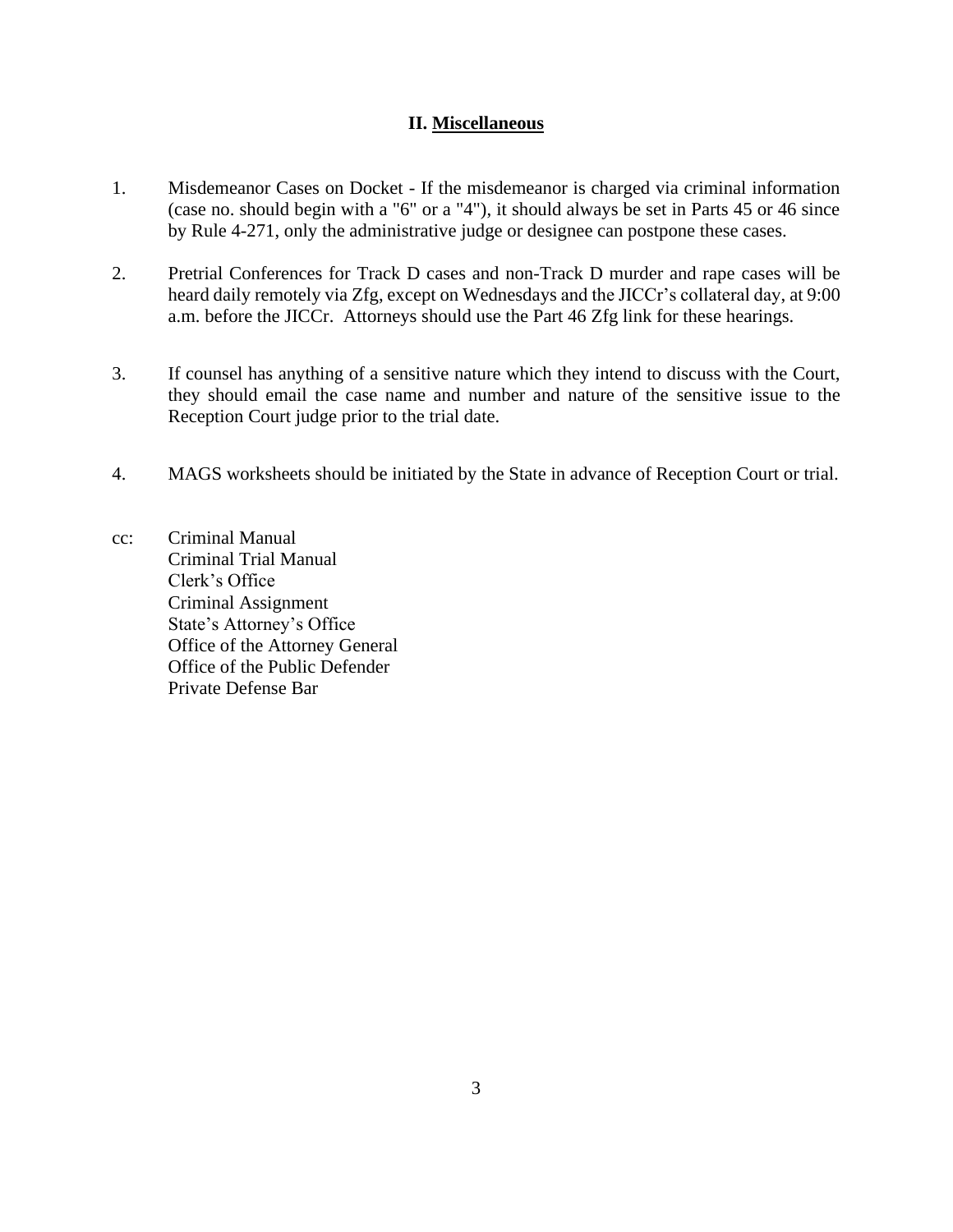## II. Miscellaneous

1. Misdemeanor Cases on Docket - If the misdemeanor is charged via criminal information (case no. should begin with a "6" or a "4"), it should always be set in Parts 45 or 46 since by Rule 4-271, only the administrative judge or designee can postpone these cases.

2. Pretrial Conferences for Track D cases and non-Track D murder and rape cases will be heard daily remotely via Zfg, except on Wednesdays and the JICCr's collateral day, at 9:00 a.m. before the JICCr. Attorneys should use the Part 46 Zfg link for these hearings.

3. If counsel has anything of a sensitive nature which they intend to discuss with the Court, they should email the case name and number and nature of the sensitive issue to the Reception Court judge prior to the trial date.

4. MAGS worksheets should be initiated by the State in advance of Reception Court or trial.

cc: Criminal Manual
Criminal Trial Manual
Clerk's Office
Criminal Assignment
State's Attorney's Office
Office of the Attorney General
Office of the Public Defender
Private Defense Bar